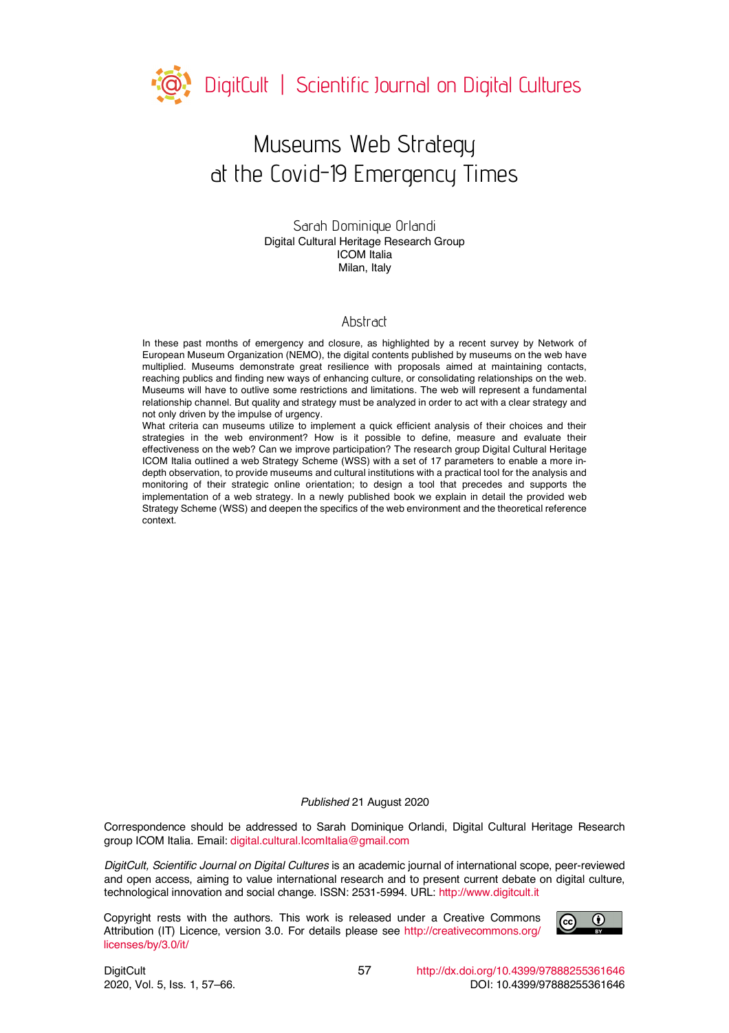# Museums Web Strategy at the Covid-19 Emergency Times

Sarah Dominique Orlandi
Digital Cultural Heritage Research Group
ICOM Italia
Milan, Italy

## Abstract

In these past months of emergency and closure, as highlighted by a recent survey by Network of European Museum Organization (NEMO), the digital contents published by museums on the web have multiplied. Museums demonstrate great resilience with proposals aimed at maintaining contacts, reaching publics and finding new ways of enhancing culture, or consolidating relationships on the web. Museums will have to outlive some restrictions and limitations. The web will represent a fundamental relationship channel. But quality and strategy must be analyzed in order to act with a clear strategy and not only driven by the impulse of urgency.

What criteria can museums utilize to implement a quick efficient analysis of their choices and their strategies in the web environment? How is it possible to define, measure and evaluate their effectiveness on the web? Can we improve participation? The research group Digital Cultural Heritage ICOM Italia outlined a web Strategy Scheme (WSS) with a set of 17 parameters to enable a more in-depth observation, to provide museums and cultural institutions with a practical tool for the analysis and monitoring of their strategic online orientation; to design a tool that precedes and supports the implementation of a web strategy. In a newly published book we explain in detail the provided web Strategy Scheme (WSS) and deepen the specifics of the web environment and the theoretical reference context.

*Published* 21 August 2020

Correspondence should be addressed to Sarah Dominique Orlandi, Digital Cultural Heritage Research group ICOM Italia. Email: digital.cultural.IcomItalia@gmail.com

*DigitCult, Scientific Journal on Digital Cultures* is an academic journal of international scope, peer-reviewed and open access, aiming to value international research and to present current debate on digital culture, technological innovation and social change. ISSN: 2531-5994. URL: http://www.digitcult.it

Copyright rests with the authors. This work is released under a Creative Commons Attribution (IT) Licence, version 3.0. For details please see http://creativecommons.org/licenses/by/3.0/it/

http://dx.doi.org/10.4399/97888255361646
DOI: 10.4399/97888255361646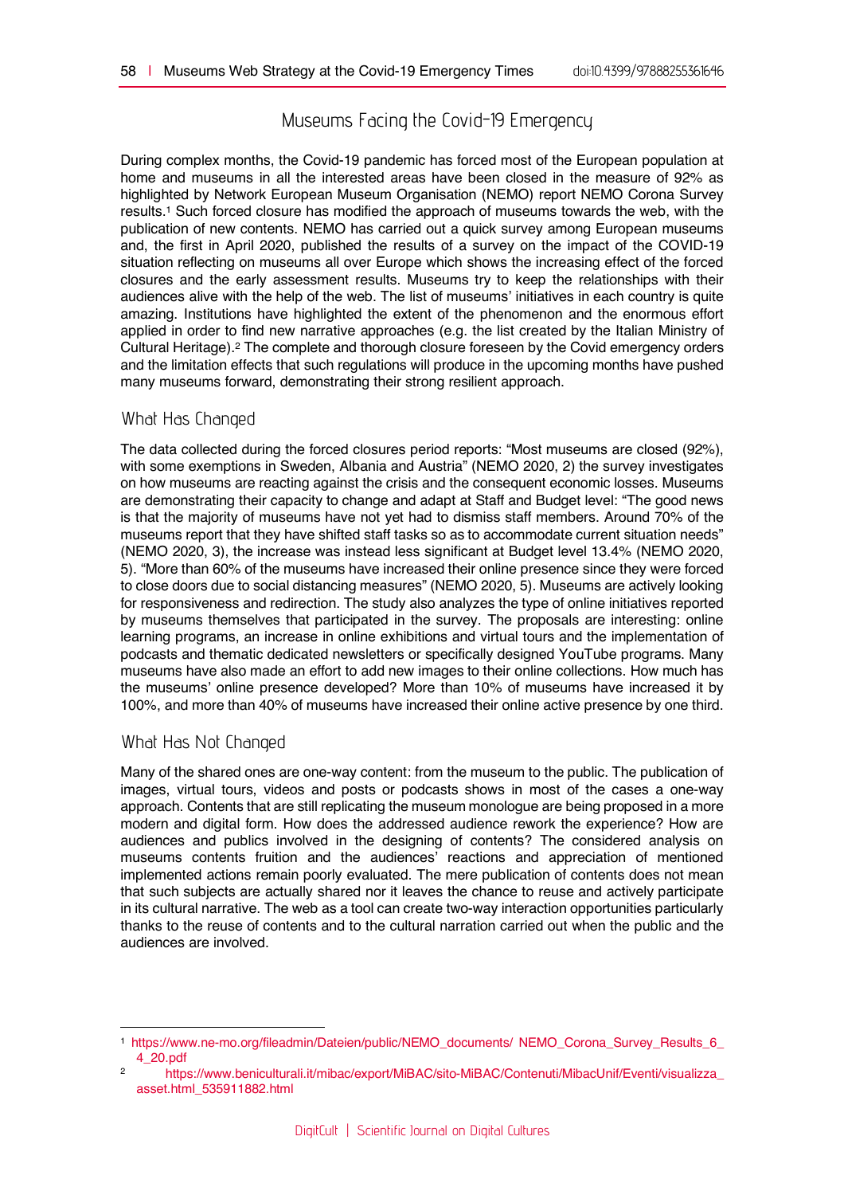## Museums Facing the Covid-19 Emergency

During complex months, the Covid-19 pandemic has forced most of the European population at home and museums in all the interested areas have been closed in the measure of 92% as highlighted by Network European Museum Organisation (NEMO) report NEMO Corona Survey results.[1] Such forced closure has modified the approach of museums towards the web, with the publication of new contents. NEMO has carried out a quick survey among European museums and, the first in April 2020, published the results of a survey on the impact of the COVID-19 situation reflecting on museums all over Europe which shows the increasing effect of the forced closures and the early assessment results. Museums try to keep the relationships with their audiences alive with the help of the web. The list of museums' initiatives in each country is quite amazing. Institutions have highlighted the extent of the phenomenon and the enormous effort applied in order to find new narrative approaches (e.g. the list created by the Italian Ministry of Cultural Heritage).[2] The complete and thorough closure foreseen by the Covid emergency orders and the limitation effects that such regulations will produce in the upcoming months have pushed many museums forward, demonstrating their strong resilient approach.

### What Has Changed

The data collected during the forced closures period reports: "Most museums are closed (92%), with some exemptions in Sweden, Albania and Austria" (NEMO 2020, 2) the survey investigates on how museums are reacting against the crisis and the consequent economic losses. Museums are demonstrating their capacity to change and adapt at Staff and Budget level: "The good news is that the majority of museums have not yet had to dismiss staff members. Around 70% of the museums report that they have shifted staff tasks so as to accommodate current situation needs" (NEMO 2020, 3), the increase was instead less significant at Budget level 13.4% (NEMO 2020, 5). "More than 60% of the museums have increased their online presence since they were forced to close doors due to social distancing measures" (NEMO 2020, 5). Museums are actively looking for responsiveness and redirection. The study also analyzes the type of online initiatives reported by museums themselves that participated in the survey. The proposals are interesting: online learning programs, an increase in online exhibitions and virtual tours and the implementation of podcasts and thematic dedicated newsletters or specifically designed YouTube programs. Many museums have also made an effort to add new images to their online collections. How much has the museums' online presence developed? More than 10% of museums have increased it by 100%, and more than 40% of museums have increased their online active presence by one third.

### What Has Not Changed

Many of the shared ones are one-way content: from the museum to the public. The publication of images, virtual tours, videos and posts or podcasts shows in most of the cases a one-way approach. Contents that are still replicating the museum monologue are being proposed in a more modern and digital form. How does the addressed audience rework the experience? How are audiences and publics involved in the designing of contents? The considered analysis on museums contents fruition and the audiences' reactions and appreciation of mentioned implemented actions remain poorly evaluated. The mere publication of contents does not mean that such subjects are actually shared nor it leaves the chance to reuse and actively participate in its cultural narrative. The web as a tool can create two-way interaction opportunities particularly thanks to the reuse of contents and to the cultural narration carried out when the public and the audiences are involved.

---

[1] https://www.ne-mo.org/fileadmin/Dateien/public/NEMO_documents/ NEMO_Corona_Survey_Results_6_4_20.pdf

[2] https://www.beniculturali.it/mibac/export/MiBAC/sito-MiBAC/Contenuti/MibacUnif/Eventi/visualizza_asset.html_535911882.html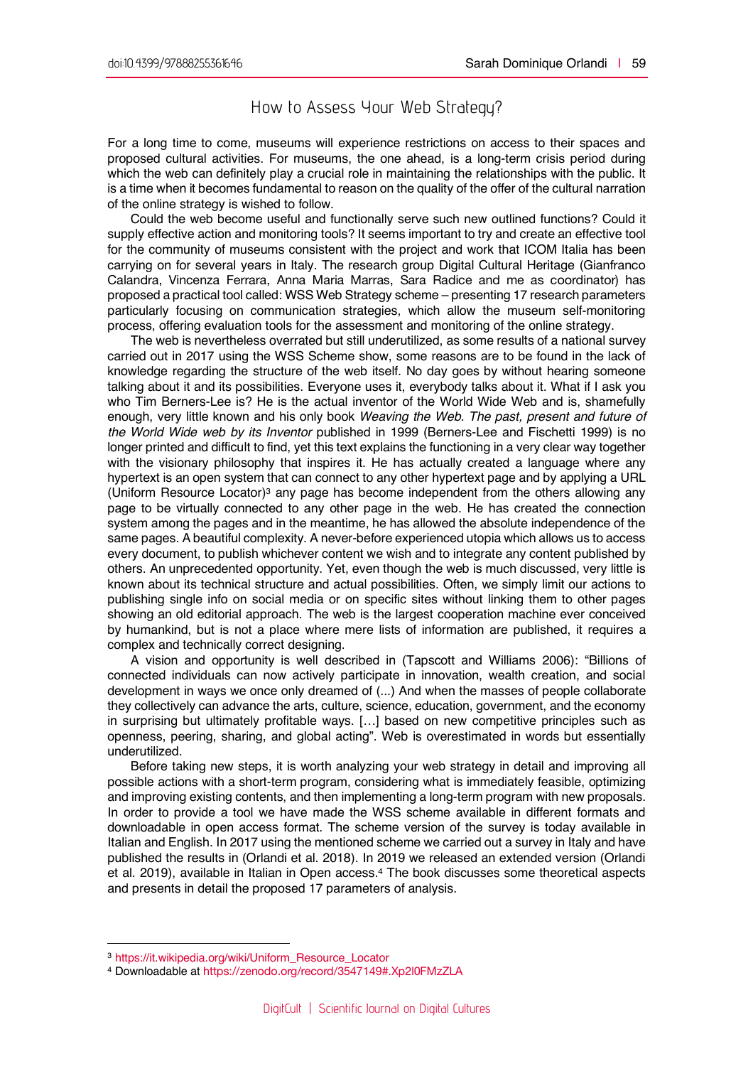## How to Assess Your Web Strategy?

For a long time to come, museums will experience restrictions on access to their spaces and proposed cultural activities. For museums, the one ahead, is a long-term crisis period during which the web can definitely play a crucial role in maintaining the relationships with the public. It is a time when it becomes fundamental to reason on the quality of the offer of the cultural narration of the online strategy is wished to follow.

Could the web become useful and functionally serve such new outlined functions? Could it supply effective action and monitoring tools? It seems important to try and create an effective tool for the community of museums consistent with the project and work that ICOM Italia has been carrying on for several years in Italy. The research group Digital Cultural Heritage (Gianfranco Calandra, Vincenza Ferrara, Anna Maria Marras, Sara Radice and me as coordinator) has proposed a practical tool called: WSS Web Strategy scheme – presenting 17 research parameters particularly focusing on communication strategies, which allow the museum self-monitoring process, offering evaluation tools for the assessment and monitoring of the online strategy.

The web is nevertheless overrated but still underutilized, as some results of a national survey carried out in 2017 using the WSS Scheme show, some reasons are to be found in the lack of knowledge regarding the structure of the web itself. No day goes by without hearing someone talking about it and its possibilities. Everyone uses it, everybody talks about it. What if I ask you who Tim Berners-Lee is? He is the actual inventor of the World Wide Web and is, shamefully enough, very little known and his only book *Weaving the Web. The past, present and future of the World Wide web by its Inventor* published in 1999 (Berners-Lee and Fischetti 1999) is no longer printed and difficult to find, yet this text explains the functioning in a very clear way together with the visionary philosophy that inspires it. He has actually created a language where any hypertext is an open system that can connect to any other hypertext page and by applying a URL (Uniform Resource Locator)[3] any page has become independent from the others allowing any page to be virtually connected to any other page in the web. He has created the connection system among the pages and in the meantime, he has allowed the absolute independence of the same pages. A beautiful complexity. A never-before experienced utopia which allows us to access every document, to publish whichever content we wish and to integrate any content published by others. An unprecedented opportunity. Yet, even though the web is much discussed, very little is known about its technical structure and actual possibilities. Often, we simply limit our actions to publishing single info on social media or on specific sites without linking them to other pages showing an old editorial approach. The web is the largest cooperation machine ever conceived by humankind, but is not a place where mere lists of information are published, it requires a complex and technically correct designing.

A vision and opportunity is well described in (Tapscott and Williams 2006): "Billions of connected individuals can now actively participate in innovation, wealth creation, and social development in ways we once only dreamed of (...) And when the masses of people collaborate they collectively can advance the arts, culture, science, education, government, and the economy in surprising but ultimately profitable ways. […] based on new competitive principles such as openness, peering, sharing, and global acting". Web is overestimated in words but essentially underutilized.

Before taking new steps, it is worth analyzing your web strategy in detail and improving all possible actions with a short-term program, considering what is immediately feasible, optimizing and improving existing contents, and then implementing a long-term program with new proposals. In order to provide a tool we have made the WSS scheme available in different formats and downloadable in open access format. The scheme version of the survey is today available in Italian and English. In 2017 using the mentioned scheme we carried out a survey in Italy and have published the results in (Orlandi et al. 2018). In 2019 we released an extended version (Orlandi et al. 2019), available in Italian in Open access.[4] The book discusses some theoretical aspects and presents in detail the proposed 17 parameters of analysis.

---

[3] https://it.wikipedia.org/wiki/Uniform_Resource_Locator

[4] Downloadable at https://zenodo.org/record/3547149#.Xp2I0FMzZLA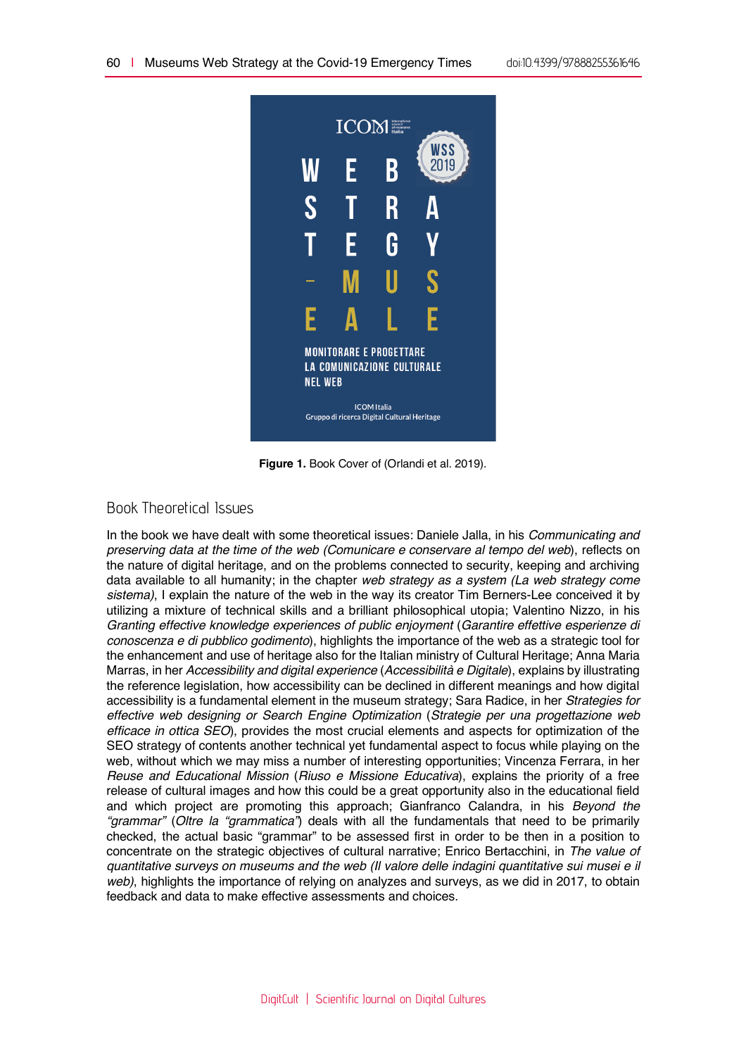Figure 1. Book Cover of (Orlandi et al. 2019).

## Book Theoretical Issues

In the book we have dealt with some theoretical issues: Daniele Jalla, in his *Communicating and preserving data at the time of the web (Comunicare e conservare al tempo del web)*, reflects on the nature of digital heritage, and on the problems connected to security, keeping and archiving data available to all humanity; in the chapter *web strategy as a system (La web strategy come sistema)*, I explain the nature of the web in the way its creator Tim Berners-Lee conceived it by utilizing a mixture of technical skills and a brilliant philosophical utopia; Valentino Nizzo, in his *Granting effective knowledge experiences of public enjoyment* (*Garantire effettive esperienze di conoscenza e di pubblico godimento*), highlights the importance of the web as a strategic tool for the enhancement and use of heritage also for the Italian ministry of Cultural Heritage; Anna Maria Marras, in her *Accessibility and digital experience* (*Accessibilità e Digitale*), explains by illustrating the reference legislation, how accessibility can be declined in different meanings and how digital accessibility is a fundamental element in the museum strategy; Sara Radice, in her *Strategies for effective web designing or Search Engine Optimization* (*Strategie per una progettazione web efficace in ottica SEO*), provides the most crucial elements and aspects for optimization of the SEO strategy of contents another technical yet fundamental aspect to focus while playing on the web, without which we may miss a number of interesting opportunities; Vincenza Ferrara, in her *Reuse and Educational Mission* (*Riuso e Missione Educativa*), explains the priority of a free release of cultural images and how this could be a great opportunity also in the educational field and which project are promoting this approach; Gianfranco Calandra, in his *Beyond the "grammar"* (*Oltre la "grammatica"*) deals with all the fundamentals that need to be primarily checked, the actual basic "grammar" to be assessed first in order to be then in a position to concentrate on the strategic objectives of cultural narrative; Enrico Bertacchini, in *The value of quantitative surveys on museums and the web (Il valore delle indagini quantitative sui musei e il web)*, highlights the importance of relying on analyzes and surveys, as we did in 2017, to obtain feedback and data to make effective assessments and choices.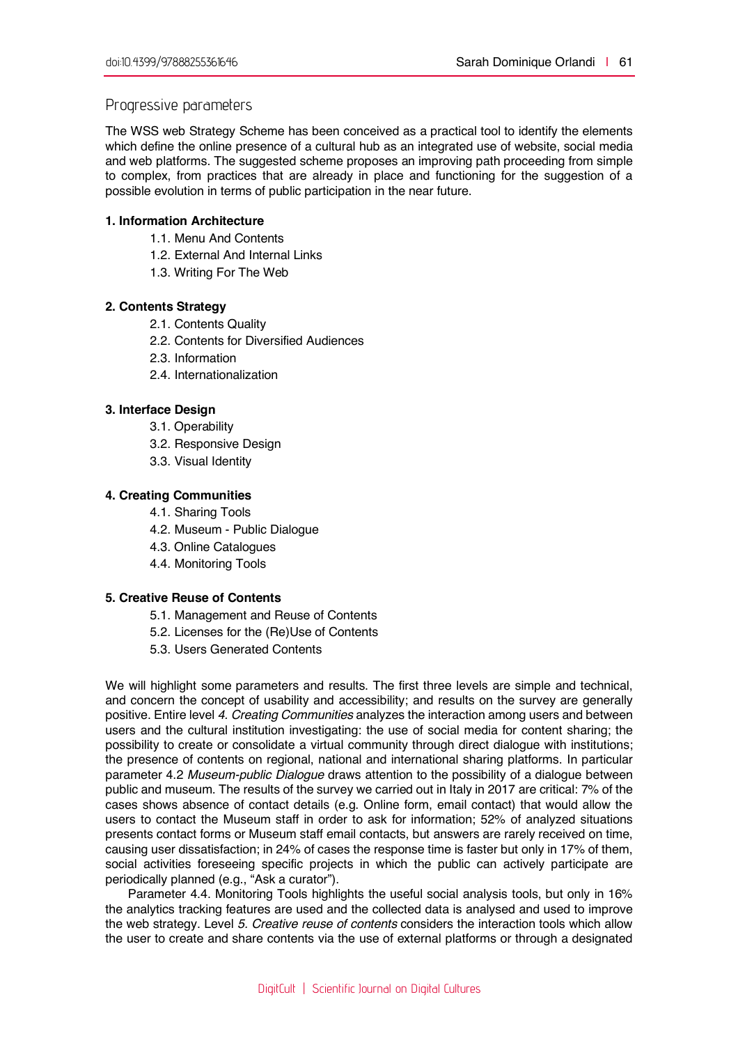## Progressive parameters

The WSS web Strategy Scheme has been conceived as a practical tool to identify the elements which define the online presence of a cultural hub as an integrated use of website, social media and web platforms. The suggested scheme proposes an improving path proceeding from simple to complex, from practices that are already in place and functioning for the suggestion of a possible evolution in terms of public participation in the near future.

**1. Information Architecture**

- 1.1. Menu And Contents
- 1.2. External And Internal Links
- 1.3. Writing For The Web

**2. Contents Strategy**

- 2.1. Contents Quality
- 2.2. Contents for Diversified Audiences
- 2.3. Information
- 2.4. Internationalization

**3. Interface Design**

- 3.1. Operability
- 3.2. Responsive Design
- 3.3. Visual Identity

**4. Creating Communities**

- 4.1. Sharing Tools
- 4.2. Museum - Public Dialogue
- 4.3. Online Catalogues
- 4.4. Monitoring Tools

**5. Creative Reuse of Contents**

- 5.1. Management and Reuse of Contents
- 5.2. Licenses for the (Re)Use of Contents
- 5.3. Users Generated Contents

We will highlight some parameters and results. The first three levels are simple and technical, and concern the concept of usability and accessibility; and results on the survey are generally positive. Entire level *4. Creating Communities* analyzes the interaction among users and between users and the cultural institution investigating: the use of social media for content sharing; the possibility to create or consolidate a virtual community through direct dialogue with institutions; the presence of contents on regional, national and international sharing platforms. In particular parameter 4.2 *Museum-public Dialogue* draws attention to the possibility of a dialogue between public and museum. The results of the survey we carried out in Italy in 2017 are critical: 7% of the cases shows absence of contact details (e.g. Online form, email contact) that would allow the users to contact the Museum staff in order to ask for information; 52% of analyzed situations presents contact forms or Museum staff email contacts, but answers are rarely received on time, causing user dissatisfaction; in 24% of cases the response time is faster but only in 17% of them, social activities foreseeing specific projects in which the public can actively participate are periodically planned (e.g., "Ask a curator").

Parameter 4.4. Monitoring Tools highlights the useful social analysis tools, but only in 16% the analytics tracking features are used and the collected data is analysed and used to improve the web strategy. Level *5. Creative reuse of contents* considers the interaction tools which allow the user to create and share contents via the use of external platforms or through a designated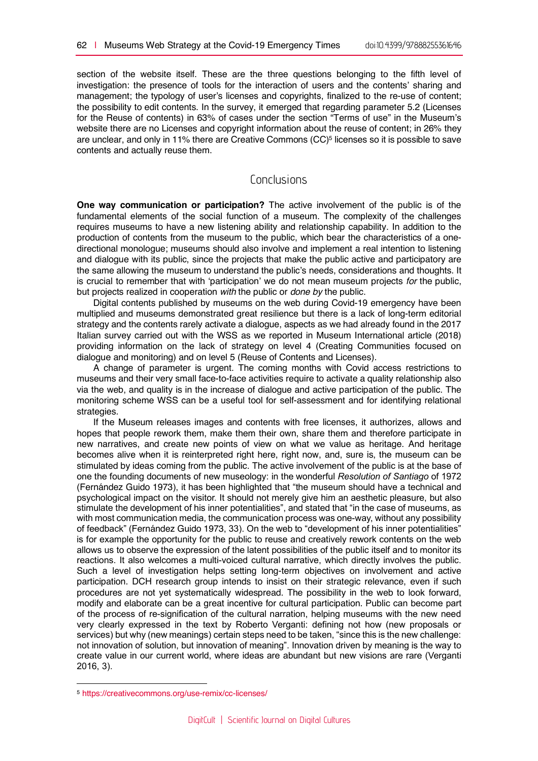section of the website itself. These are the three questions belonging to the fifth level of investigation: the presence of tools for the interaction of users and the contents' sharing and management; the typology of user's licenses and copyrights, finalized to the re-use of content; the possibility to edit contents. In the survey, it emerged that regarding parameter 5.2 (Licenses for the Reuse of contents) in 63% of cases under the section "Terms of use" in the Museum's website there are no Licenses and copyright information about the reuse of content; in 26% they are unclear, and only in 11% there are Creative Commons (CC)[5] licenses so it is possible to save contents and actually reuse them.

## Conclusions

**One way communication or participation?** The active involvement of the public is of the fundamental elements of the social function of a museum. The complexity of the challenges requires museums to have a new listening ability and relationship capability. In addition to the production of contents from the museum to the public, which bear the characteristics of a one-directional monologue; museums should also involve and implement a real intention to listening and dialogue with its public, since the projects that make the public active and participatory are the same allowing the museum to understand the public's needs, considerations and thoughts. It is crucial to remember that with 'participation' we do not mean museum projects *for* the public, but projects realized in cooperation *with* the public or *done by* the public.

Digital contents published by museums on the web during Covid-19 emergency have been multiplied and museums demonstrated great resilience but there is a lack of long-term editorial strategy and the contents rarely activate a dialogue, aspects as we had already found in the 2017 Italian survey carried out with the WSS as we reported in Museum International article (2018) providing information on the lack of strategy on level 4 (Creating Communities focused on dialogue and monitoring) and on level 5 (Reuse of Contents and Licenses).

A change of parameter is urgent. The coming months with Covid access restrictions to museums and their very small face-to-face activities require to activate a quality relationship also via the web, and quality is in the increase of dialogue and active participation of the public. The monitoring scheme WSS can be a useful tool for self-assessment and for identifying relational strategies.

If the Museum releases images and contents with free licenses, it authorizes, allows and hopes that people rework them, make them their own, share them and therefore participate in new narratives, and create new points of view on what we value as heritage. And heritage becomes alive when it is reinterpreted right here, right now, and, sure is, the museum can be stimulated by ideas coming from the public. The active involvement of the public is at the base of one the founding documents of new museology: in the wonderful *Resolution of Santiago* of 1972 (Fernández Guido 1973), it has been highlighted that "the museum should have a technical and psychological impact on the visitor. It should not merely give him an aesthetic pleasure, but also stimulate the development of his inner potentialities", and stated that "in the case of museums, as with most communication media, the communication process was one-way, without any possibility of feedback" (Fernández Guido 1973, 33). On the web to "development of his inner potentialities" is for example the opportunity for the public to reuse and creatively rework contents on the web allows us to observe the expression of the latent possibilities of the public itself and to monitor its reactions. It also welcomes a multi-voiced cultural narrative, which directly involves the public. Such a level of investigation helps setting long-term objectives on involvement and active participation. DCH research group intends to insist on their strategic relevance, even if such procedures are not yet systematically widespread. The possibility in the web to look forward, modify and elaborate can be a great incentive for cultural participation. Public can become part of the process of re-signification of the cultural narration, helping museums with the new need very clearly expressed in the text by Roberto Verganti: defining not how (new proposals or services) but why (new meanings) certain steps need to be taken, "since this is the new challenge: not innovation of solution, but innovation of meaning". Innovation driven by meaning is the way to create value in our current world, where ideas are abundant but new visions are rare (Verganti 2016, 3).

[5] https://creativecommons.org/use-remix/cc-licenses/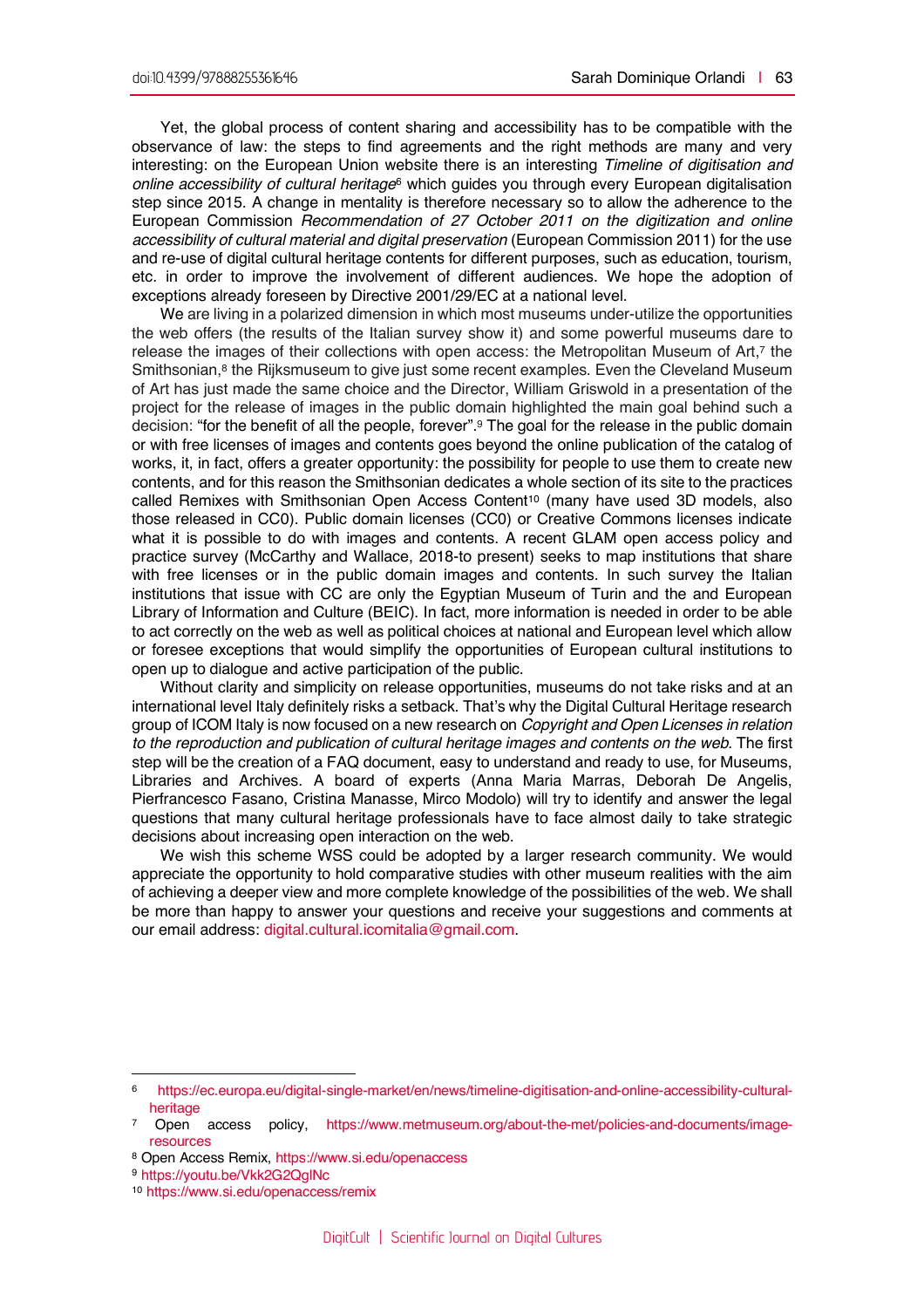Yet, the global process of content sharing and accessibility has to be compatible with the observance of law: the steps to find agreements and the right methods are many and very interesting: on the European Union website there is an interesting *Timeline of digitisation and online accessibility of cultural heritage*[6] which guides you through every European digitalisation step since 2015. A change in mentality is therefore necessary so to allow the adherence to the European Commission *Recommendation of 27 October 2011 on the digitization and online accessibility of cultural material and digital preservation* (European Commission 2011) for the use and re-use of digital cultural heritage contents for different purposes, such as education, tourism, etc. in order to improve the involvement of different audiences. We hope the adoption of exceptions already foreseen by Directive 2001/29/EC at a national level.

We are living in a polarized dimension in which most museums under-utilize the opportunities the web offers (the results of the Italian survey show it) and some powerful museums dare to release the images of their collections with open access: the Metropolitan Museum of Art,[7] the Smithsonian,[8] the Rijksmuseum to give just some recent examples. Even the Cleveland Museum of Art has just made the same choice and the Director, William Griswold in a presentation of the project for the release of images in the public domain highlighted the main goal behind such a decision: "for the benefit of all the people, forever".[9] The goal for the release in the public domain or with free licenses of images and contents goes beyond the online publication of the catalog of works, it, in fact, offers a greater opportunity: the possibility for people to use them to create new contents, and for this reason the Smithsonian dedicates a whole section of its site to the practices called Remixes with Smithsonian Open Access Content[10] (many have used 3D models, also those released in CC0). Public domain licenses (CC0) or Creative Commons licenses indicate what it is possible to do with images and contents. A recent GLAM open access policy and practice survey (McCarthy and Wallace, 2018-to present) seeks to map institutions that share with free licenses or in the public domain images and contents. In such survey the Italian institutions that issue with CC are only the Egyptian Museum of Turin and the and European Library of Information and Culture (BEIC). In fact, more information is needed in order to be able to act correctly on the web as well as political choices at national and European level which allow or foresee exceptions that would simplify the opportunities of European cultural institutions to open up to dialogue and active participation of the public.

Without clarity and simplicity on release opportunities, museums do not take risks and at an international level Italy definitely risks a setback. That's why the Digital Cultural Heritage research group of ICOM Italy is now focused on a new research on *Copyright and Open Licenses in relation to the reproduction and publication of cultural heritage images and contents on the web*. The first step will be the creation of a FAQ document, easy to understand and ready to use, for Museums, Libraries and Archives. A board of experts (Anna Maria Marras, Deborah De Angelis, Pierfrancesco Fasano, Cristina Manasse, Mirco Modolo) will try to identify and answer the legal questions that many cultural heritage professionals have to face almost daily to take strategic decisions about increasing open interaction on the web.

We wish this scheme WSS could be adopted by a larger research community. We would appreciate the opportunity to hold comparative studies with other museum realities with the aim of achieving a deeper view and more complete knowledge of the possibilities of the web. We shall be more than happy to answer your questions and receive your suggestions and comments at our email address: digital.cultural.icomitalia@gmail.com.

---

[6] https://ec.europa.eu/digital-single-market/en/news/timeline-digitisation-and-online-accessibility-cultural-heritage

[7] Open access policy, https://www.metmuseum.org/about-the-met/policies-and-documents/image-resources

[8] Open Access Remix, https://www.si.edu/openaccess

[9] https://youtu.be/Vkk2G2QglNc

[10] https://www.si.edu/openaccess/remix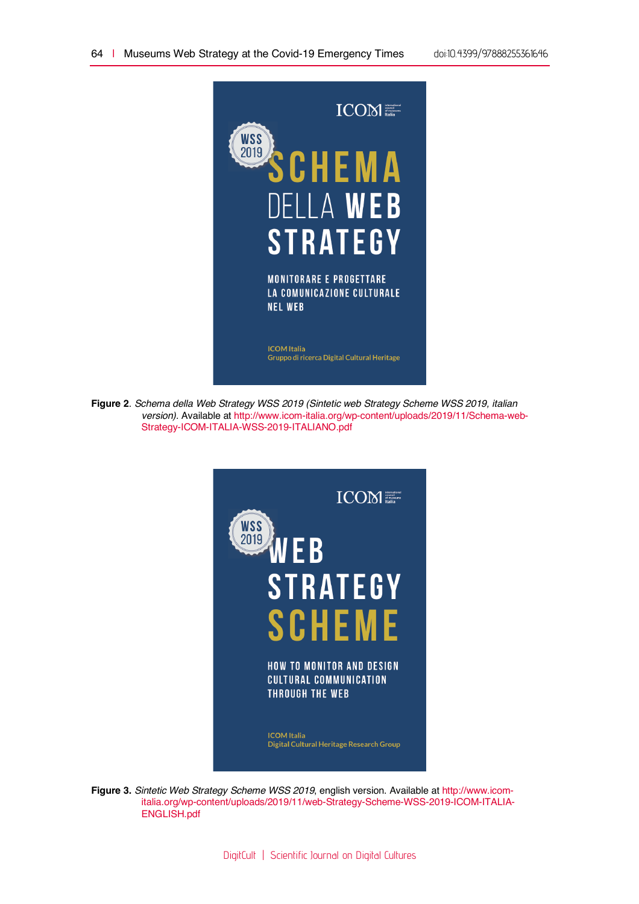**Figure 2**. *Schema della Web Strategy WSS 2019 (Sintetic web Strategy Scheme WSS 2019, italian version)*. Available at http://www.icom-italia.org/wp-content/uploads/2019/11/Schema-web-Strategy-ICOM-ITALIA-WSS-2019-ITALIANO.pdf

**Figure 3.** *Sintetic Web Strategy Scheme WSS 2019*, english version. Available at http://www.icom-italia.org/wp-content/uploads/2019/11/web-Strategy-Scheme-WSS-2019-ICOM-ITALIA-ENGLISH.pdf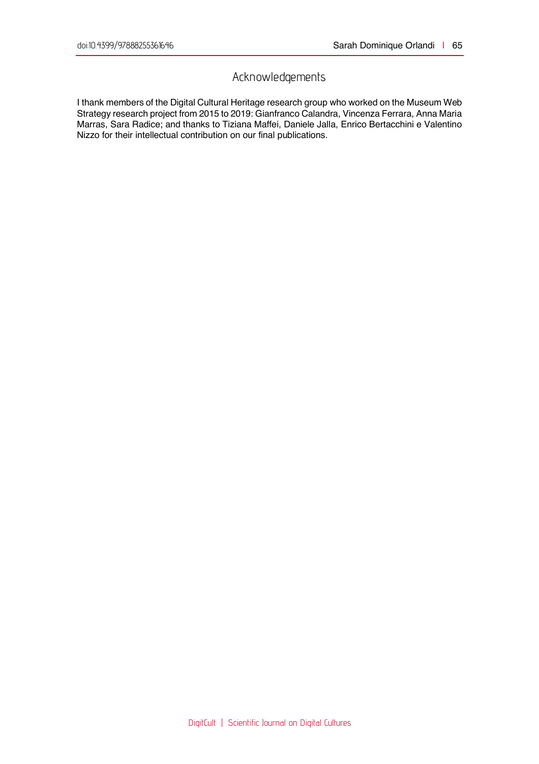## Acknowledgements

I thank members of the Digital Cultural Heritage research group who worked on the Museum Web Strategy research project from 2015 to 2019: Gianfranco Calandra, Vincenza Ferrara, Anna Maria Marras, Sara Radice; and thanks to Tiziana Maffei, Daniele Jalla, Enrico Bertacchini e Valentino Nizzo for their intellectual contribution on our final publications.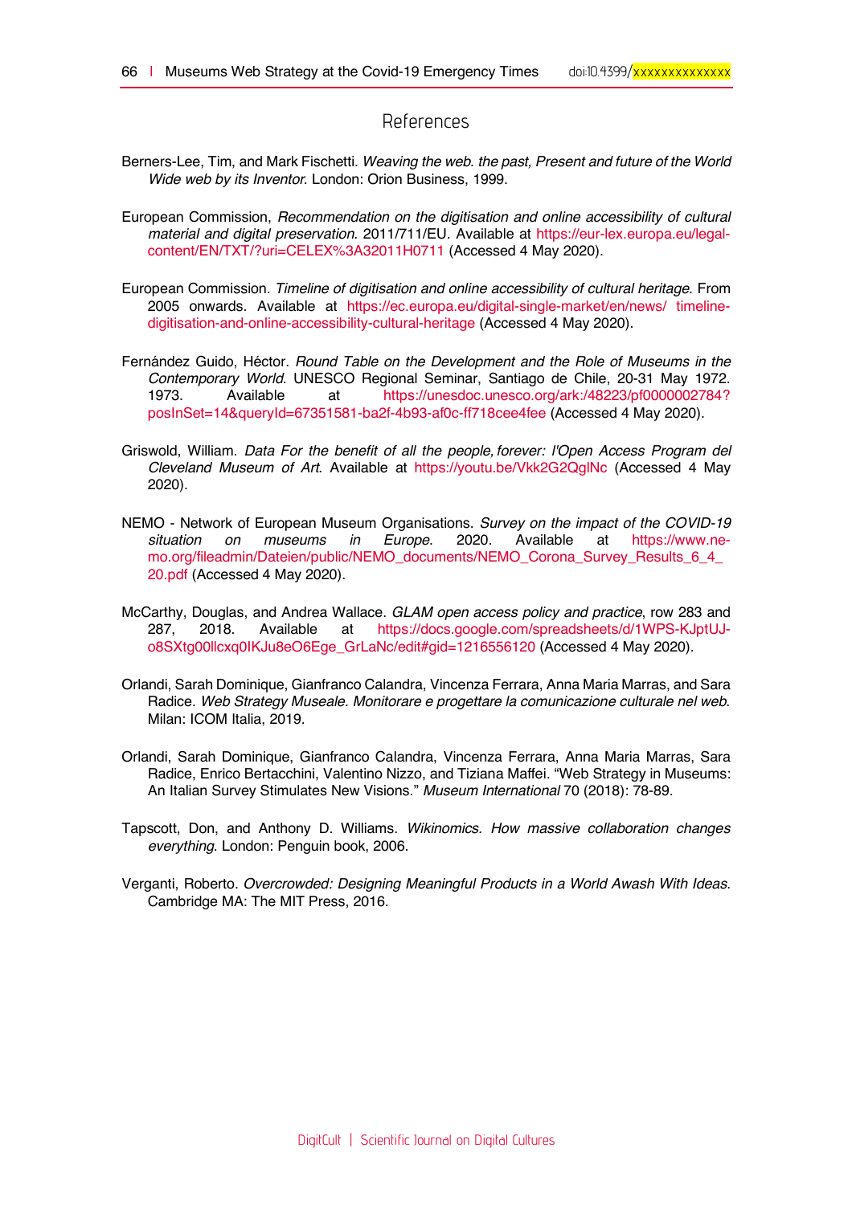## References

Berners-Lee, Tim, and Mark Fischetti. *Weaving the web. the past, Present and future of the World Wide web by its Inventor*. London: Orion Business, 1999.

European Commission, *Recommendation on the digitisation and online accessibility of cultural material and digital preservation*. 2011/711/EU. Available at https://eur-lex.europa.eu/legal-content/EN/TXT/?uri=CELEX%3A32011H0711 (Accessed 4 May 2020).

European Commission. *Timeline of digitisation and online accessibility of cultural heritage*. From 2005 onwards. Available at https://ec.europa.eu/digital-single-market/en/news/ timeline-digitisation-and-online-accessibility-cultural-heritage (Accessed 4 May 2020).

Fernández Guido, Héctor. *Round Table on the Development and the Role of Museums in the Contemporary World*. UNESCO Regional Seminar, Santiago de Chile, 20-31 May 1972. 1973. Available at https://unesdoc.unesco.org/ark:/48223/pf0000002784?posInSet=14&queryId=67351581-ba2f-4b93-af0c-ff718cee4fee (Accessed 4 May 2020).

Griswold, William. *Data For the benefit of all the people, forever: l'Open Access Program del Cleveland Museum of Art*. Available at https://youtu.be/Vkk2G2QglNc (Accessed 4 May 2020).

NEMO - Network of European Museum Organisations. *Survey on the impact of the COVID-19 situation on museums in Europe*. 2020. Available at https://www.ne-mo.org/fileadmin/Dateien/public/NEMO_documents/NEMO_Corona_Survey_Results_6_4_20.pdf (Accessed 4 May 2020).

McCarthy, Douglas, and Andrea Wallace. *GLAM open access policy and practice*, row 283 and 287, 2018. Available at https://docs.google.com/spreadsheets/d/1WPS-KJptUJ-o8SXtg00llcxq0IKJu8eO6Ege_GrLaNc/edit#gid=1216556120 (Accessed 4 May 2020).

Orlandi, Sarah Dominique, Gianfranco Calandra, Vincenza Ferrara, Anna Maria Marras, and Sara Radice. *Web Strategy Museale. Monitorare e progettare la comunicazione culturale nel web*. Milan: ICOM Italia, 2019.

Orlandi, Sarah Dominique, Gianfranco Calandra, Vincenza Ferrara, Anna Maria Marras, Sara Radice, Enrico Bertacchini, Valentino Nizzo, and Tiziana Maffei. "Web Strategy in Museums: An Italian Survey Stimulates New Visions." *Museum International* 70 (2018): 78-89.

Tapscott, Don, and Anthony D. Williams. *Wikinomics. How massive collaboration changes everything*. London: Penguin book, 2006.

Verganti, Roberto. *Overcrowded: Designing Meaningful Products in a World Awash With Ideas*. Cambridge MA: The MIT Press, 2016.